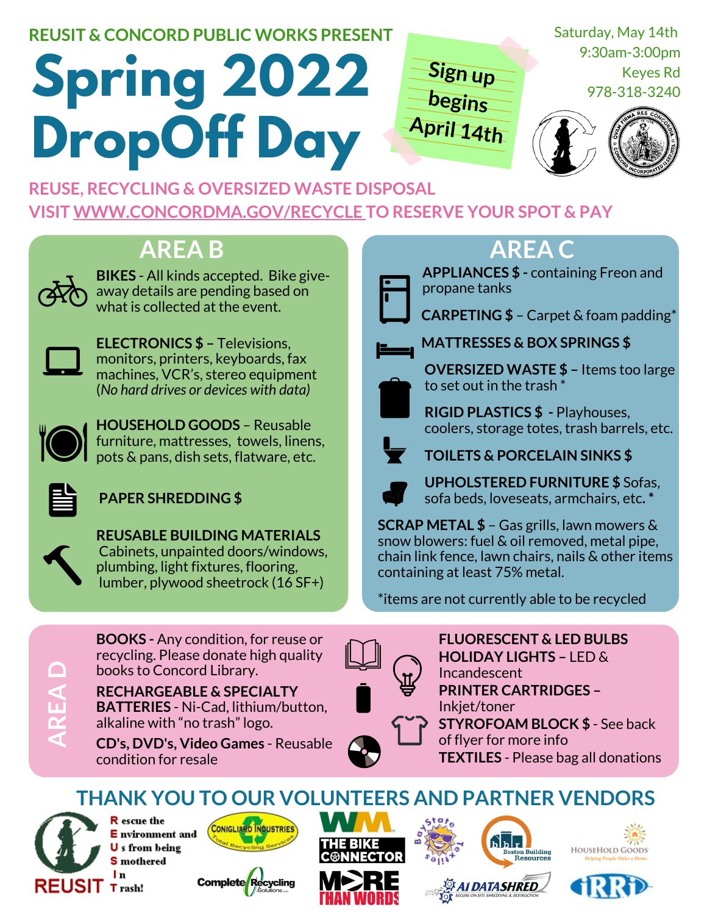REUSIT & CONCORD PUBLIC WORKS PRESENT

# Spring 2022 DropOff Day

**Sign up begins April 14th**

Saturday, May 14th
9:30am-3:00pm
Keyes Rd
978-318-3240

REUSE, RECYCLING & OVERSIZED WASTE DISPOSAL
VISIT WWW.CONCORDMA.GOV/RECYCLE TO RESERVE YOUR SPOT & PAY

## AREA B

**BIKES** - All kinds accepted. Bike give-away details are pending based on what is collected at the event.

**ELECTRONICS $** – Televisions, monitors, printers, keyboards, fax machines, VCR's, stereo equipment (*No hard drives or devices with data)*

**HOUSEHOLD GOODS** – Reusable furniture, mattresses, towels, linens, pots & pans, dish sets, flatware, etc.

**PAPER SHREDDING $**

**REUSABLE BUILDING MATERIALS** Cabinets, unpainted doors/windows, plumbing, light fixtures, flooring, lumber, plywood sheetrock (16 SF+)

## AREA C

**APPLIANCES $** - containing Freon and propane tanks

**CARPETING $** – Carpet & foam padding*

**MATTRESSES & BOX SPRINGS $**

**OVERSIZED WASTE $** – Items too large to set out in the trash *

**RIGID PLASTICS $** - Playhouses, coolers, storage totes, trash barrels, etc.

**TOILETS & PORCELAIN SINKS $**

**UPHOLSTERED FURNITURE $** Sofas, sofa beds, loveseats, armchairs, etc. *

**SCRAP METAL $** – Gas grills, lawn mowers & snow blowers: fuel & oil removed, metal pipe, chain link fence, lawn chairs, nails & other items containing at least 75% metal.

*items are not currently able to be recycled

## AREA D

**BOOKS** - Any condition, for reuse or recycling. Please donate high quality books to Concord Library.

**RECHARGEABLE & SPECIALTY BATTERIES** - Ni-Cad, lithium/button, alkaline with "no trash" logo.

**CD's, DVD's, Video Games** - Reusable condition for resale

**FLUORESCENT & LED BULBS**

**HOLIDAY LIGHTS** – LED & Incandescent

**PRINTER CARTRIDGES** – Inkjet/toner

**STYROFOAM BLOCK $** - See back of flyer for more info

**TEXTILES** - Please bag all donations

## THANK YOU TO OUR VOLUNTEERS AND PARTNER VENDORS

REUSIT – Rescue the Environment and Us from being Smothered In Trash!

Conigliaro Industries – Total Recycling Services

Complete Recycling Solutions LLC

WM

The Bike Connector

More Than Words

Bay State Textiles

Boston Building Resources

HouseHold Goods – Helping People Make a Home.

AI DataShred – Secure On Site Shredding & Destruction

IRRI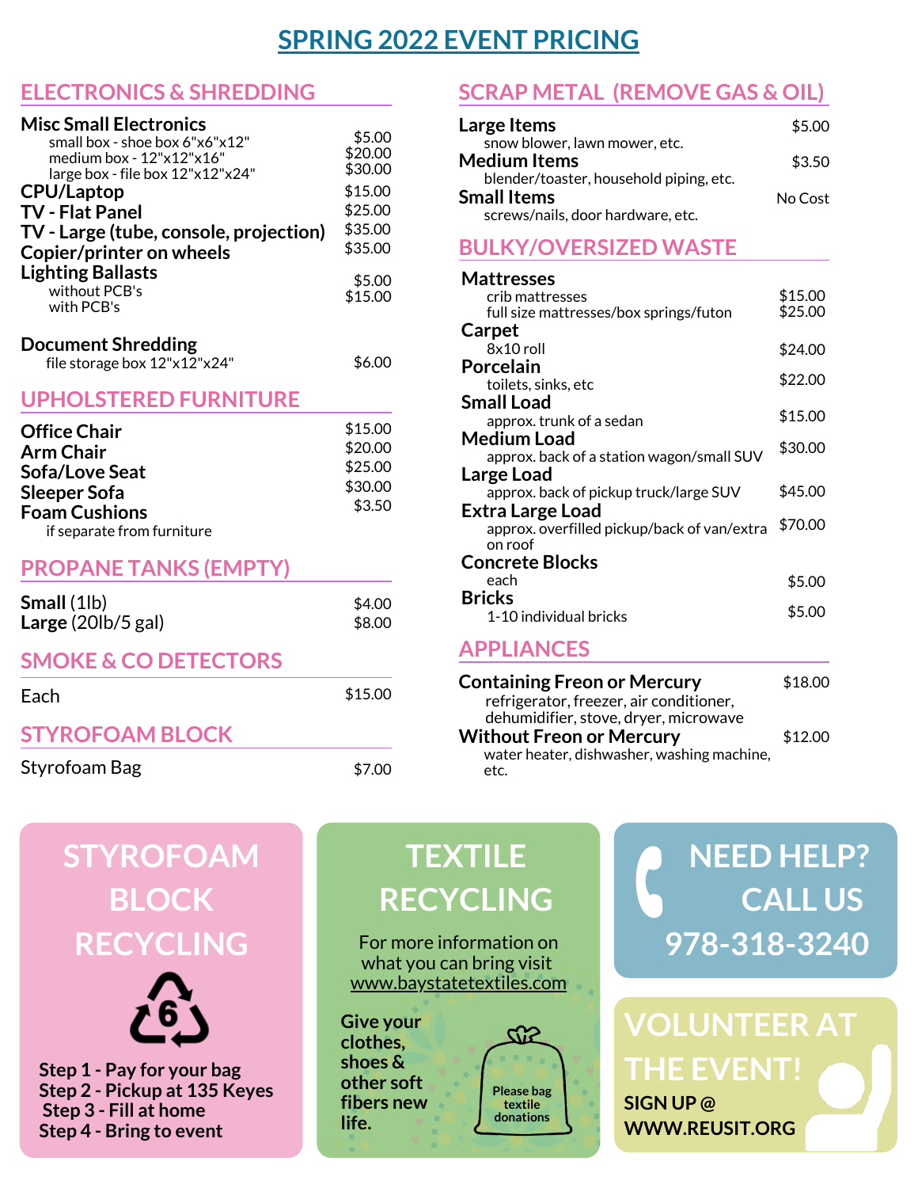# SPRING 2022 EVENT PRICING

## ELECTRONICS & SHREDDING

| | |
|---|---|
| **Misc Small Electronics** | |
| small box - shoe box 6"x6"x12" | $5.00 |
| medium box - 12"x12"x16" | $20.00 |
| large box - file box 12"x12"x24" | $30.00 |
| **CPU/Laptop** | $15.00 |
| **TV - Flat Panel** | $25.00 |
| **TV - Large (tube, console, projection)** | $35.00 |
| **Copier/printer on wheels** | $35.00 |
| **Lighting Ballasts** | |
| without PCB's | $5.00 |
| with PCB's | $15.00 |
| **Document Shredding** | |
| file storage box 12"x12"x24" | $6.00 |

## UPHOLSTERED FURNITURE

| | |
|---|---|
| **Office Chair** | $15.00 |
| **Arm Chair** | $20.00 |
| **Sofa/Love Seat** | $25.00 |
| **Sleeper Sofa** | $30.00 |
| **Foam Cushions** if separate from furniture | $3.50 |

## PROPANE TANKS (EMPTY)

| | |
|---|---|
| **Small** (1lb) | $4.00 |
| **Large** (20lb/5 gal) | $8.00 |

## SMOKE & CO DETECTORS

| | |
|---|---|
| Each | $15.00 |

## STYROFOAM BLOCK

| | |
|---|---|
| Styrofoam Bag | $7.00 |

## SCRAP METAL (REMOVE GAS & OIL)

| | |
|---|---|
| **Large Items** snow blower, lawn mower, etc. | $5.00 |
| **Medium Items** blender/toaster, household piping, etc. | $3.50 |
| **Small Items** screws/nails, door hardware, etc. | No Cost |

## BULKY/OVERSIZED WASTE

| | |
|---|---|
| **Mattresses** | |
| crib mattresses | $15.00 |
| full size mattresses/box springs/futon | $25.00 |
| **Carpet** 8x10 roll | $24.00 |
| **Porcelain** toilets, sinks, etc | $22.00 |
| **Small Load** approx. trunk of a sedan | $15.00 |
| **Medium Load** approx. back of a station wagon/small SUV | $30.00 |
| **Large Load** approx. back of pickup truck/large SUV | $45.00 |
| **Extra Large Load** approx. overfilled pickup/back of van/extra on roof | $70.00 |
| **Concrete Blocks** each | $5.00 |
| **Bricks** 1-10 individual bricks | $5.00 |

## APPLIANCES

| | |
|---|---|
| **Containing Freon or Mercury** refrigerator, freezer, air conditioner, dehumidifier, stove, dryer, microwave | $18.00 |
| **Without Freon or Mercury** water heater, dishwasher, washing machine, etc. | $12.00 |

## STYROFOAM BLOCK RECYCLING

**Step 1 - Pay for your bag**
**Step 2 - Pickup at 135 Keyes**
**Step 3 - Fill at home**
**Step 4 - Bring to event**

## TEXTILE RECYCLING

For more information on what you can bring visit www.baystatetextiles.com

**Give your clothes, shoes & other soft fibers new life.**

Please bag textile donations

## NEED HELP? CALL US 978-318-3240

## VOLUNTEER AT THE EVENT!

**SIGN UP @ WWW.REUSIT.ORG**